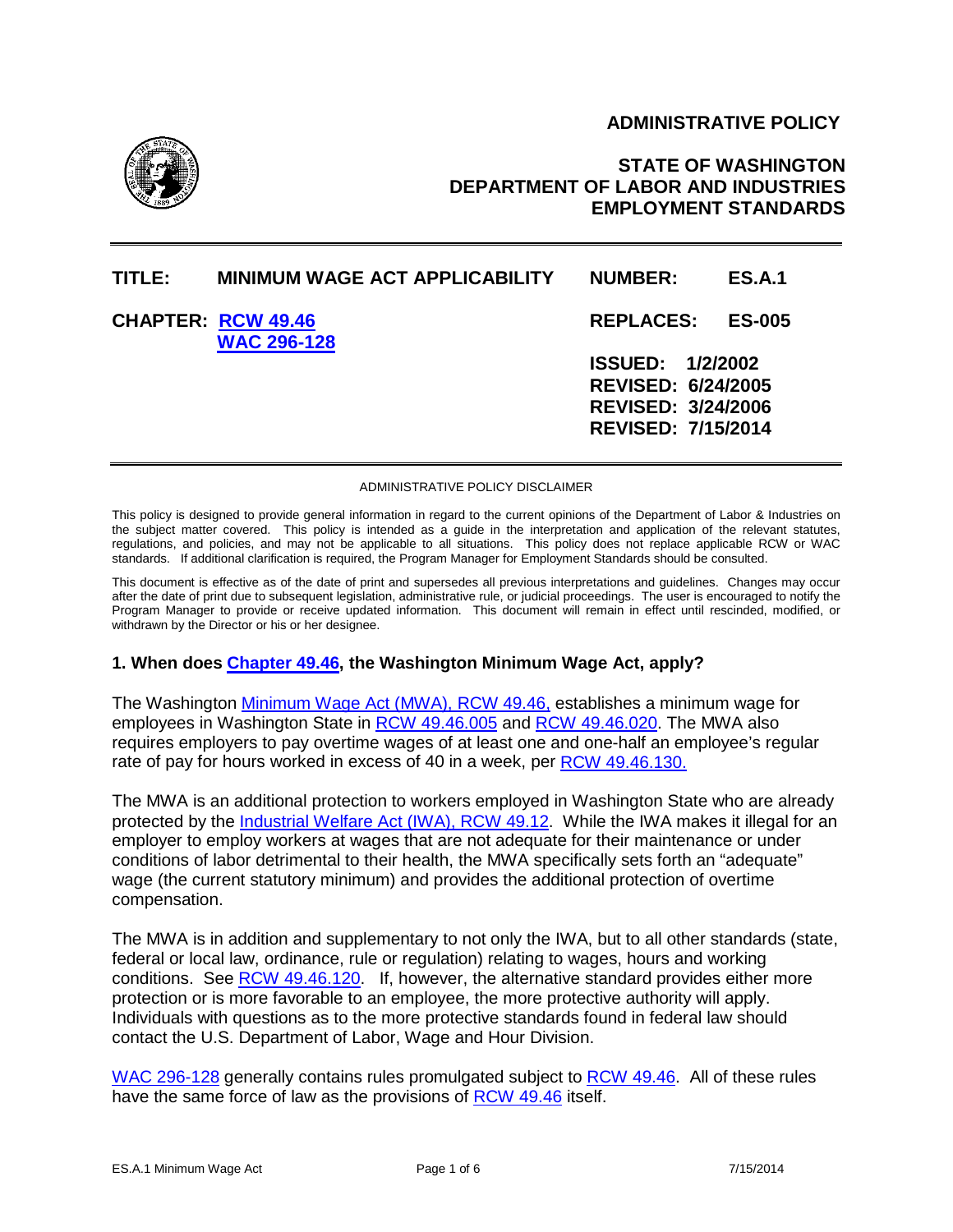**ADMINISTRATIVE POLICY**

**STATE OF WASHINGTON**
**DEPARTMENT OF LABOR AND INDUSTRIES**
**EMPLOYMENT STANDARDS**

| | | | |
|---|---|---|---|
| **TITLE:** | **MINIMUM WAGE ACT APPLICABILITY** | **NUMBER:** | **ES.A.1** |
| **CHAPTER:** | **RCW 49.46** **WAC 296-128** | **REPLACES:** | **ES-005** |
| | | **ISSUED:** | **1/2/2002** |
| | | **REVISED:** | **6/24/2005** |
| | | **REVISED:** | **3/24/2006** |
| | | **REVISED:** | **7/15/2014** |

ADMINISTRATIVE POLICY DISCLAIMER

This policy is designed to provide general information in regard to the current opinions of the Department of Labor & Industries on the subject matter covered. This policy is intended as a guide in the interpretation and application of the relevant statutes, regulations, and policies, and may not be applicable to all situations. This policy does not replace applicable RCW or WAC standards. If additional clarification is required, the Program Manager for Employment Standards should be consulted.

This document is effective as of the date of print and supersedes all previous interpretations and guidelines. Changes may occur after the date of print due to subsequent legislation, administrative rule, or judicial proceedings. The user is encouraged to notify the Program Manager to provide or receive updated information. This document will remain in effect until rescinded, modified, or withdrawn by the Director or his or her designee.

### 1. When does Chapter 49.46, the Washington Minimum Wage Act, apply?

The Washington Minimum Wage Act (MWA), RCW 49.46, establishes a minimum wage for employees in Washington State in RCW 49.46.005 and RCW 49.46.020. The MWA also requires employers to pay overtime wages of at least one and one-half an employee's regular rate of pay for hours worked in excess of 40 in a week, per RCW 49.46.130.

The MWA is an additional protection to workers employed in Washington State who are already protected by the Industrial Welfare Act (IWA), RCW 49.12. While the IWA makes it illegal for an employer to employ workers at wages that are not adequate for their maintenance or under conditions of labor detrimental to their health, the MWA specifically sets forth an "adequate" wage (the current statutory minimum) and provides the additional protection of overtime compensation.

The MWA is in addition and supplementary to not only the IWA, but to all other standards (state, federal or local law, ordinance, rule or regulation) relating to wages, hours and working conditions. See RCW 49.46.120. If, however, the alternative standard provides either more protection or is more favorable to an employee, the more protective authority will apply. Individuals with questions as to the more protective standards found in federal law should contact the U.S. Department of Labor, Wage and Hour Division.

WAC 296-128 generally contains rules promulgated subject to RCW 49.46. All of these rules have the same force of law as the provisions of RCW 49.46 itself.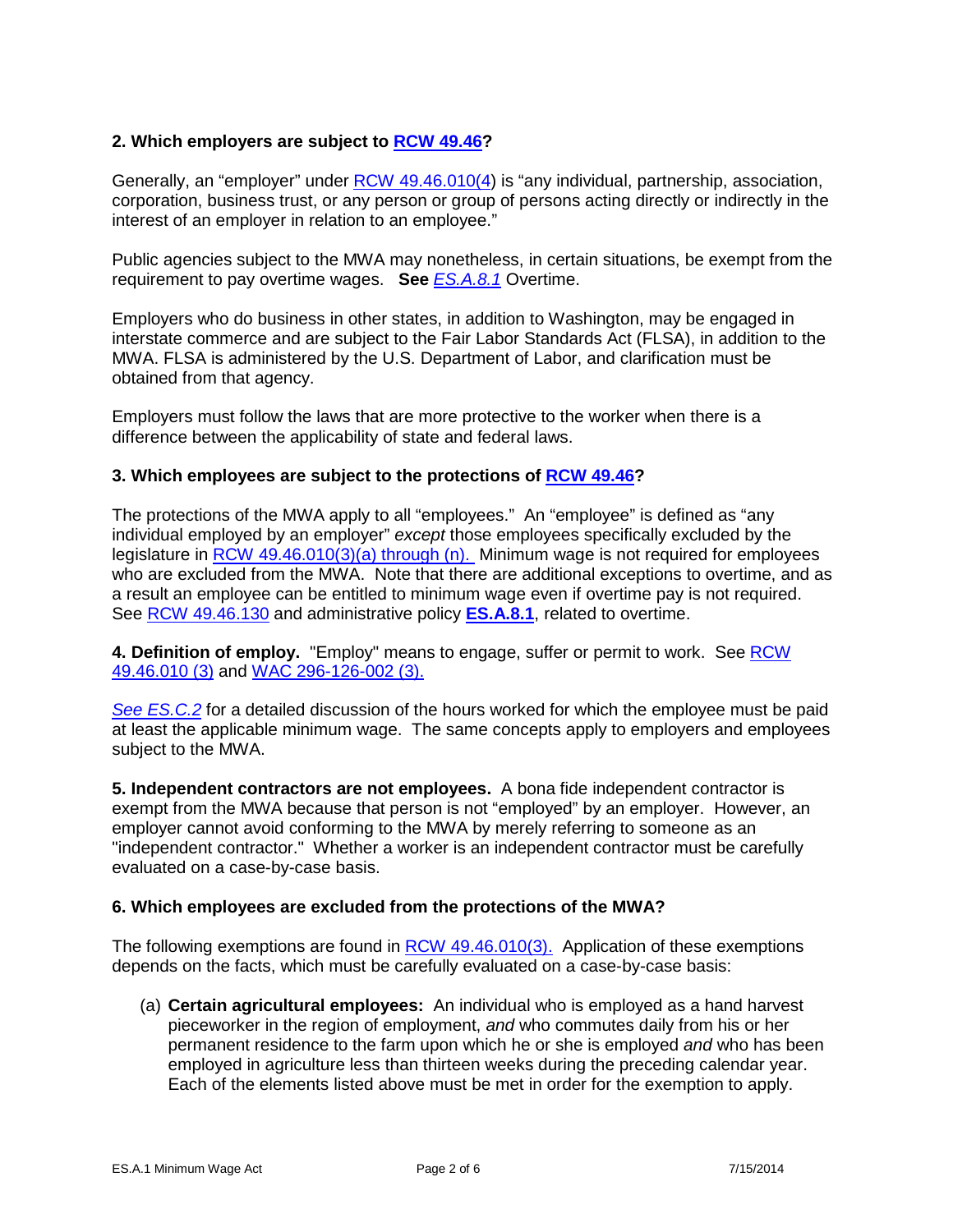**2. Which employers are subject to RCW 49.46?**

Generally, an "employer" under RCW 49.46.010(4) is "any individual, partnership, association, corporation, business trust, or any person or group of persons acting directly or indirectly in the interest of an employer in relation to an employee."

Public agencies subject to the MWA may nonetheless, in certain situations, be exempt from the requirement to pay overtime wages. **See** *ES.A.8.1* Overtime.

Employers who do business in other states, in addition to Washington, may be engaged in interstate commerce and are subject to the Fair Labor Standards Act (FLSA), in addition to the MWA. FLSA is administered by the U.S. Department of Labor, and clarification must be obtained from that agency.

Employers must follow the laws that are more protective to the worker when there is a difference between the applicability of state and federal laws.

**3. Which employees are subject to the protections of RCW 49.46?**

The protections of the MWA apply to all "employees." An "employee" is defined as "any individual employed by an employer" *except* those employees specifically excluded by the legislature in RCW 49.46.010(3)(a) through (n). Minimum wage is not required for employees who are excluded from the MWA. Note that there are additional exceptions to overtime, and as a result an employee can be entitled to minimum wage even if overtime pay is not required. See RCW 49.46.130 and administrative policy **ES.A.8.1**, related to overtime.

**4. Definition of employ.** "Employ" means to engage, suffer or permit to work. See RCW 49.46.010 (3) and WAC 296-126-002 (3).

*See ES.C.2* for a detailed discussion of the hours worked for which the employee must be paid at least the applicable minimum wage. The same concepts apply to employers and employees subject to the MWA.

**5. Independent contractors are not employees.** A bona fide independent contractor is exempt from the MWA because that person is not "employed" by an employer. However, an employer cannot avoid conforming to the MWA by merely referring to someone as an "independent contractor." Whether a worker is an independent contractor must be carefully evaluated on a case-by-case basis.

**6. Which employees are excluded from the protections of the MWA?**

The following exemptions are found in RCW 49.46.010(3). Application of these exemptions depends on the facts, which must be carefully evaluated on a case-by-case basis:

(a) **Certain agricultural employees:** An individual who is employed as a hand harvest pieceworker in the region of employment, *and* who commutes daily from his or her permanent residence to the farm upon which he or she is employed *and* who has been employed in agriculture less than thirteen weeks during the preceding calendar year. Each of the elements listed above must be met in order for the exemption to apply.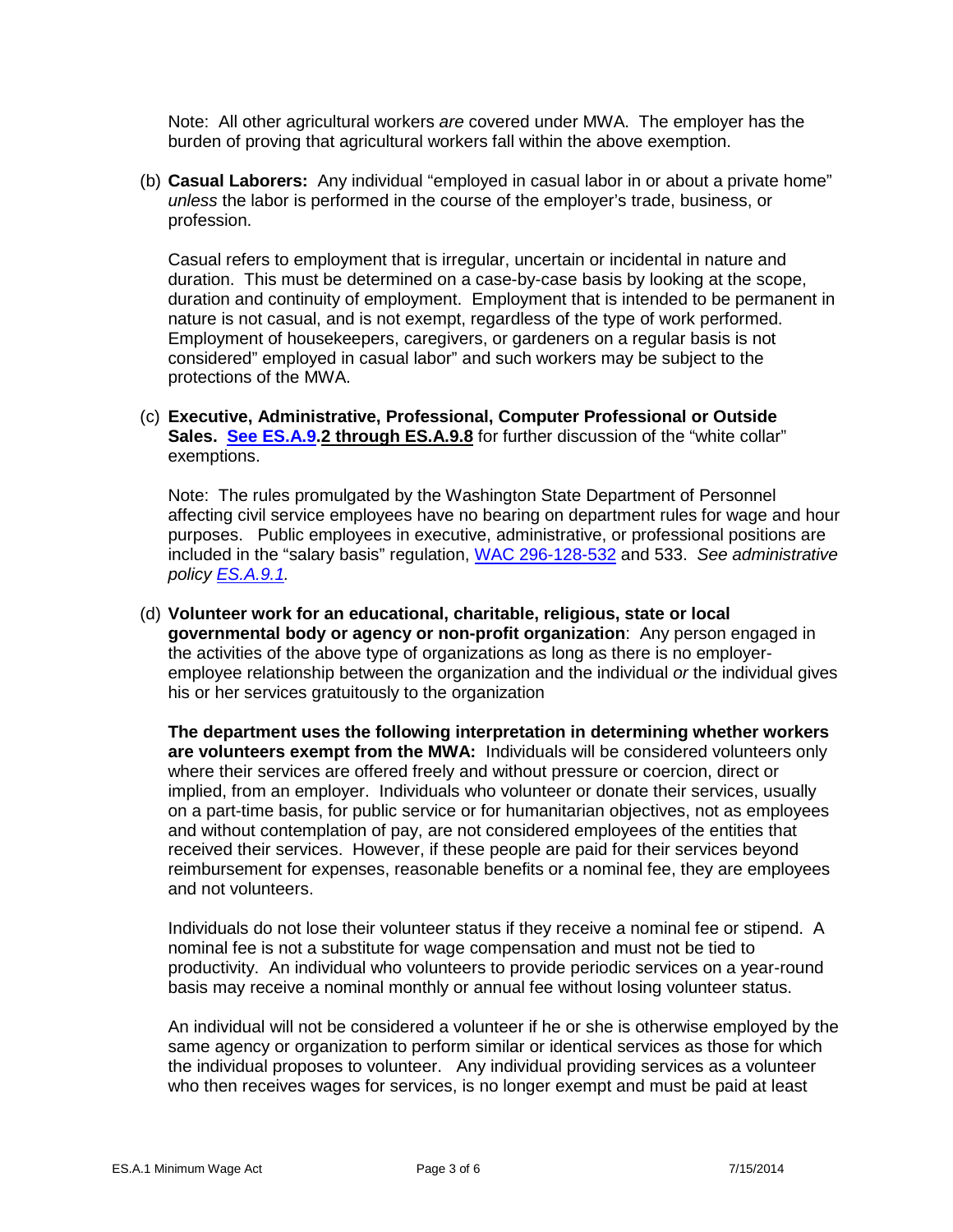Note: All other agricultural workers *are* covered under MWA. The employer has the burden of proving that agricultural workers fall within the above exemption.

(b) **Casual Laborers:** Any individual "employed in casual labor in or about a private home" *unless* the labor is performed in the course of the employer's trade, business, or profession.

Casual refers to employment that is irregular, uncertain or incidental in nature and duration. This must be determined on a case-by-case basis by looking at the scope, duration and continuity of employment. Employment that is intended to be permanent in nature is not casual, and is not exempt, regardless of the type of work performed. Employment of housekeepers, caregivers, or gardeners on a regular basis is not considered" employed in casual labor" and such workers may be subject to the protections of the MWA.

(c) **Executive, Administrative, Professional, Computer Professional or Outside Sales. See ES.A.9.2 through ES.A.9.8** for further discussion of the "white collar" exemptions.

Note: The rules promulgated by the Washington State Department of Personnel affecting civil service employees have no bearing on department rules for wage and hour purposes. Public employees in executive, administrative, or professional positions are included in the "salary basis" regulation, WAC 296-128-532 and 533. *See administrative policy ES.A.9.1.*

(d) **Volunteer work for an educational, charitable, religious, state or local governmental body or agency or non-profit organization**: Any person engaged in the activities of the above type of organizations as long as there is no employer-employee relationship between the organization and the individual *or* the individual gives his or her services gratuitously to the organization

**The department uses the following interpretation in determining whether workers are volunteers exempt from the MWA:** Individuals will be considered volunteers only where their services are offered freely and without pressure or coercion, direct or implied, from an employer. Individuals who volunteer or donate their services, usually on a part-time basis, for public service or for humanitarian objectives, not as employees and without contemplation of pay, are not considered employees of the entities that received their services. However, if these people are paid for their services beyond reimbursement for expenses, reasonable benefits or a nominal fee, they are employees and not volunteers.

Individuals do not lose their volunteer status if they receive a nominal fee or stipend. A nominal fee is not a substitute for wage compensation and must not be tied to productivity. An individual who volunteers to provide periodic services on a year-round basis may receive a nominal monthly or annual fee without losing volunteer status.

An individual will not be considered a volunteer if he or she is otherwise employed by the same agency or organization to perform similar or identical services as those for which the individual proposes to volunteer. Any individual providing services as a volunteer who then receives wages for services, is no longer exempt and must be paid at least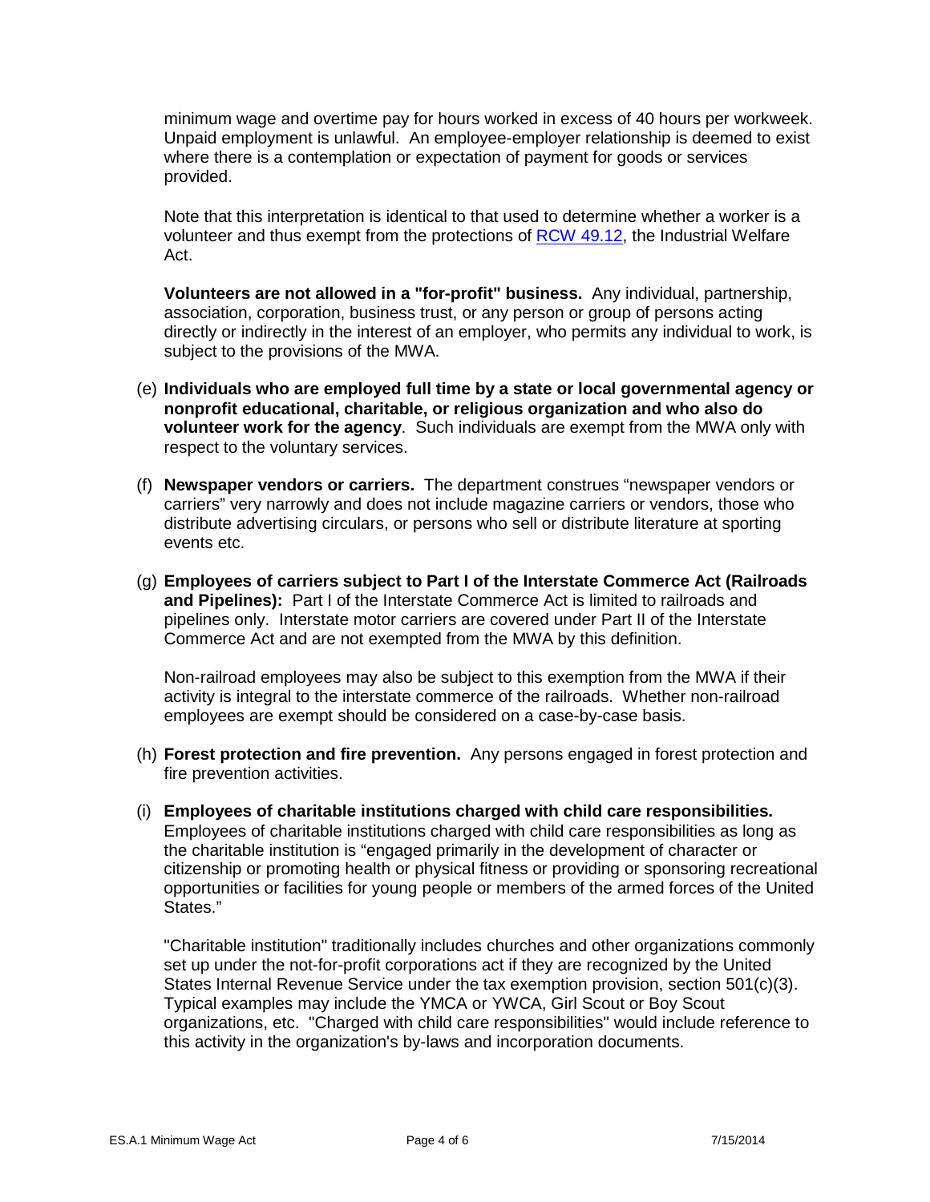minimum wage and overtime pay for hours worked in excess of 40 hours per workweek. Unpaid employment is unlawful. An employee-employer relationship is deemed to exist where there is a contemplation or expectation of payment for goods or services provided.

Note that this interpretation is identical to that used to determine whether a worker is a volunteer and thus exempt from the protections of [RCW 49.12](), the Industrial Welfare Act.

**Volunteers are not allowed in a "for-profit" business.** Any individual, partnership, association, corporation, business trust, or any person or group of persons acting directly or indirectly in the interest of an employer, who permits any individual to work, is subject to the provisions of the MWA.

(e) **Individuals who are employed full time by a state or local governmental agency or nonprofit educational, charitable, or religious organization and who also do volunteer work for the agency**. Such individuals are exempt from the MWA only with respect to the voluntary services.

(f) **Newspaper vendors or carriers.** The department construes "newspaper vendors or carriers" very narrowly and does not include magazine carriers or vendors, those who distribute advertising circulars, or persons who sell or distribute literature at sporting events etc.

(g) **Employees of carriers subject to Part I of the Interstate Commerce Act (Railroads and Pipelines):** Part I of the Interstate Commerce Act is limited to railroads and pipelines only. Interstate motor carriers are covered under Part II of the Interstate Commerce Act and are not exempted from the MWA by this definition.

Non-railroad employees may also be subject to this exemption from the MWA if their activity is integral to the interstate commerce of the railroads. Whether non-railroad employees are exempt should be considered on a case-by-case basis.

(h) **Forest protection and fire prevention.** Any persons engaged in forest protection and fire prevention activities.

(i) **Employees of charitable institutions charged with child care responsibilities.** Employees of charitable institutions charged with child care responsibilities as long as the charitable institution is "engaged primarily in the development of character or citizenship or promoting health or physical fitness or providing or sponsoring recreational opportunities or facilities for young people or members of the armed forces of the United States."

"Charitable institution" traditionally includes churches and other organizations commonly set up under the not-for-profit corporations act if they are recognized by the United States Internal Revenue Service under the tax exemption provision, section 501(c)(3). Typical examples may include the YMCA or YWCA, Girl Scout or Boy Scout organizations, etc. "Charged with child care responsibilities" would include reference to this activity in the organization's by-laws and incorporation documents.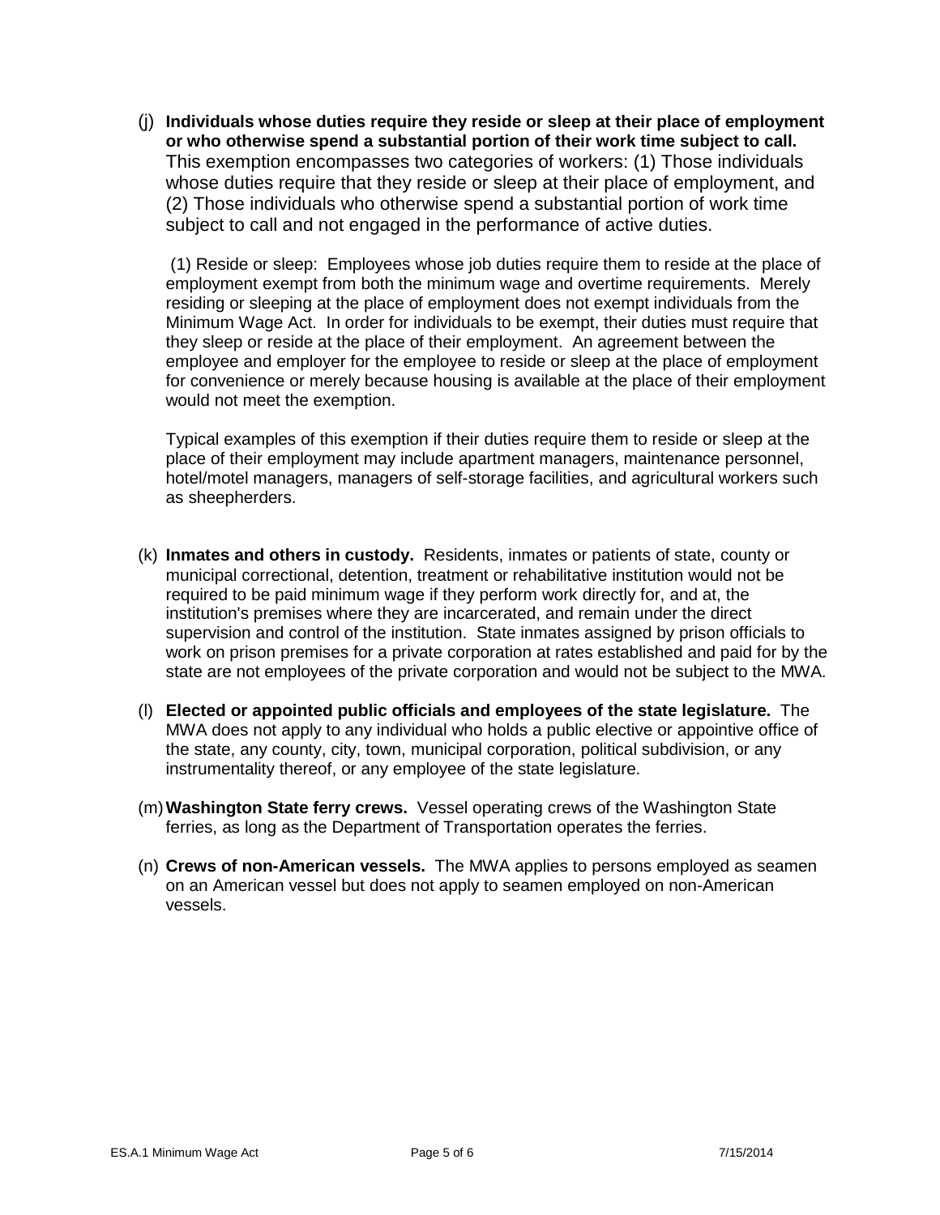(j) **Individuals whose duties require they reside or sleep at their place of employment or who otherwise spend a substantial portion of their work time subject to call.** This exemption encompasses two categories of workers: (1) Those individuals whose duties require that they reside or sleep at their place of employment, and (2) Those individuals who otherwise spend a substantial portion of work time subject to call and not engaged in the performance of active duties.

(1) Reside or sleep: Employees whose job duties require them to reside at the place of employment exempt from both the minimum wage and overtime requirements. Merely residing or sleeping at the place of employment does not exempt individuals from the Minimum Wage Act. In order for individuals to be exempt, their duties must require that they sleep or reside at the place of their employment. An agreement between the employee and employer for the employee to reside or sleep at the place of employment for convenience or merely because housing is available at the place of their employment would not meet the exemption.

Typical examples of this exemption if their duties require them to reside or sleep at the place of their employment may include apartment managers, maintenance personnel, hotel/motel managers, managers of self-storage facilities, and agricultural workers such as sheepherders.

(k) **Inmates and others in custody.** Residents, inmates or patients of state, county or municipal correctional, detention, treatment or rehabilitative institution would not be required to be paid minimum wage if they perform work directly for, and at, the institution's premises where they are incarcerated, and remain under the direct supervision and control of the institution. State inmates assigned by prison officials to work on prison premises for a private corporation at rates established and paid for by the state are not employees of the private corporation and would not be subject to the MWA.

(l) **Elected or appointed public officials and employees of the state legislature.** The MWA does not apply to any individual who holds a public elective or appointive office of the state, any county, city, town, municipal corporation, political subdivision, or any instrumentality thereof, or any employee of the state legislature.

(m) **Washington State ferry crews.** Vessel operating crews of the Washington State ferries, as long as the Department of Transportation operates the ferries.

(n) **Crews of non-American vessels.** The MWA applies to persons employed as seamen on an American vessel but does not apply to seamen employed on non-American vessels.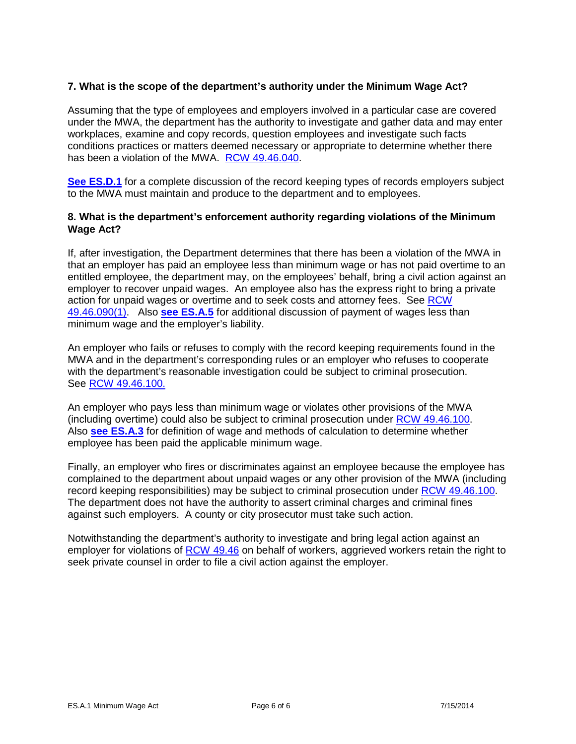### 7. What is the scope of the department's authority under the Minimum Wage Act?

Assuming that the type of employees and employers involved in a particular case are covered under the MWA, the department has the authority to investigate and gather data and may enter workplaces, examine and copy records, question employees and investigate such facts conditions practices or matters deemed necessary or appropriate to determine whether there has been a violation of the MWA. RCW 49.46.040.

**See ES.D.1** for a complete discussion of the record keeping types of records employers subject to the MWA must maintain and produce to the department and to employees.

### 8. What is the department's enforcement authority regarding violations of the Minimum Wage Act?

If, after investigation, the Department determines that there has been a violation of the MWA in that an employer has paid an employee less than minimum wage or has not paid overtime to an entitled employee, the department may, on the employees' behalf, bring a civil action against an employer to recover unpaid wages. An employee also has the express right to bring a private action for unpaid wages or overtime and to seek costs and attorney fees. See RCW 49.46.090(1). Also **see ES.A.5** for additional discussion of payment of wages less than minimum wage and the employer's liability.

An employer who fails or refuses to comply with the record keeping requirements found in the MWA and in the department's corresponding rules or an employer who refuses to cooperate with the department's reasonable investigation could be subject to criminal prosecution. See RCW 49.46.100.

An employer who pays less than minimum wage or violates other provisions of the MWA (including overtime) could also be subject to criminal prosecution under RCW 49.46.100. Also **see ES.A.3** for definition of wage and methods of calculation to determine whether employee has been paid the applicable minimum wage.

Finally, an employer who fires or discriminates against an employee because the employee has complained to the department about unpaid wages or any other provision of the MWA (including record keeping responsibilities) may be subject to criminal prosecution under RCW 49.46.100. The department does not have the authority to assert criminal charges and criminal fines against such employers. A county or city prosecutor must take such action.

Notwithstanding the department's authority to investigate and bring legal action against an employer for violations of RCW 49.46 on behalf of workers, aggrieved workers retain the right to seek private counsel in order to file a civil action against the employer.